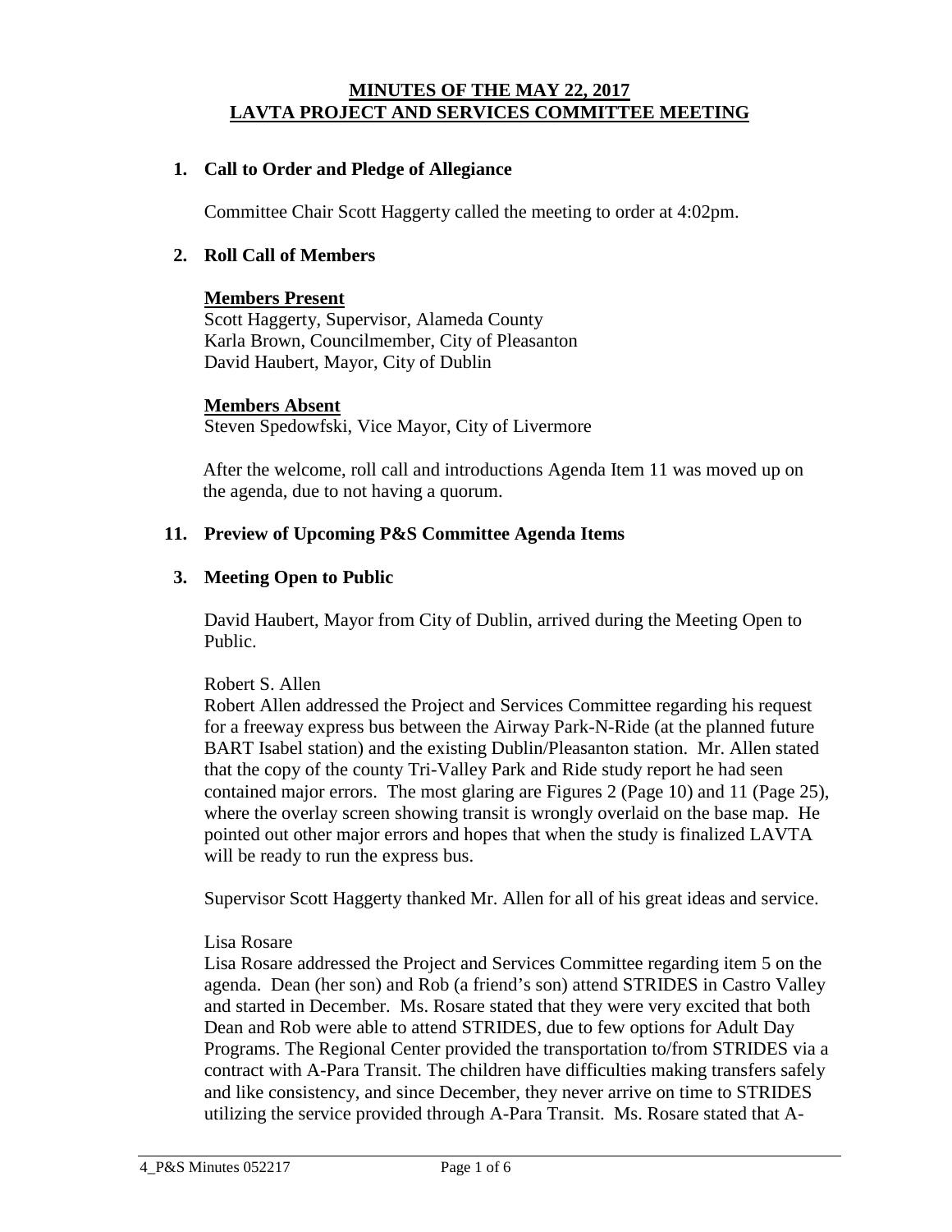# MINUTES OF THE MAY 22, 2017 LAVTA PROJECT AND SERVICES COMMITTEE MEETING

**1. Call to Order and Pledge of Allegiance**

Committee Chair Scott Haggerty called the meeting to order at 4:02pm.

**2. Roll Call of Members**

**Members Present**
Scott Haggerty, Supervisor, Alameda County
Karla Brown, Councilmember, City of Pleasanton
David Haubert, Mayor, City of Dublin

**Members Absent**
Steven Spedowfski, Vice Mayor, City of Livermore

After the welcome, roll call and introductions Agenda Item 11 was moved up on the agenda, due to not having a quorum.

**11. Preview of Upcoming P&S Committee Agenda Items**

**3. Meeting Open to Public**

David Haubert, Mayor from City of Dublin, arrived during the Meeting Open to Public.

Robert S. Allen
Robert Allen addressed the Project and Services Committee regarding his request for a freeway express bus between the Airway Park-N-Ride (at the planned future BART Isabel station) and the existing Dublin/Pleasanton station. Mr. Allen stated that the copy of the county Tri-Valley Park and Ride study report he had seen contained major errors. The most glaring are Figures 2 (Page 10) and 11 (Page 25), where the overlay screen showing transit is wrongly overlaid on the base map. He pointed out other major errors and hopes that when the study is finalized LAVTA will be ready to run the express bus.

Supervisor Scott Haggerty thanked Mr. Allen for all of his great ideas and service.

Lisa Rosare
Lisa Rosare addressed the Project and Services Committee regarding item 5 on the agenda. Dean (her son) and Rob (a friend's son) attend STRIDES in Castro Valley and started in December. Ms. Rosare stated that they were very excited that both Dean and Rob were able to attend STRIDES, due to few options for Adult Day Programs. The Regional Center provided the transportation to/from STRIDES via a contract with A-Para Transit. The children have difficulties making transfers safely and like consistency, and since December, they never arrive on time to STRIDES utilizing the service provided through A-Para Transit. Ms. Rosare stated that A-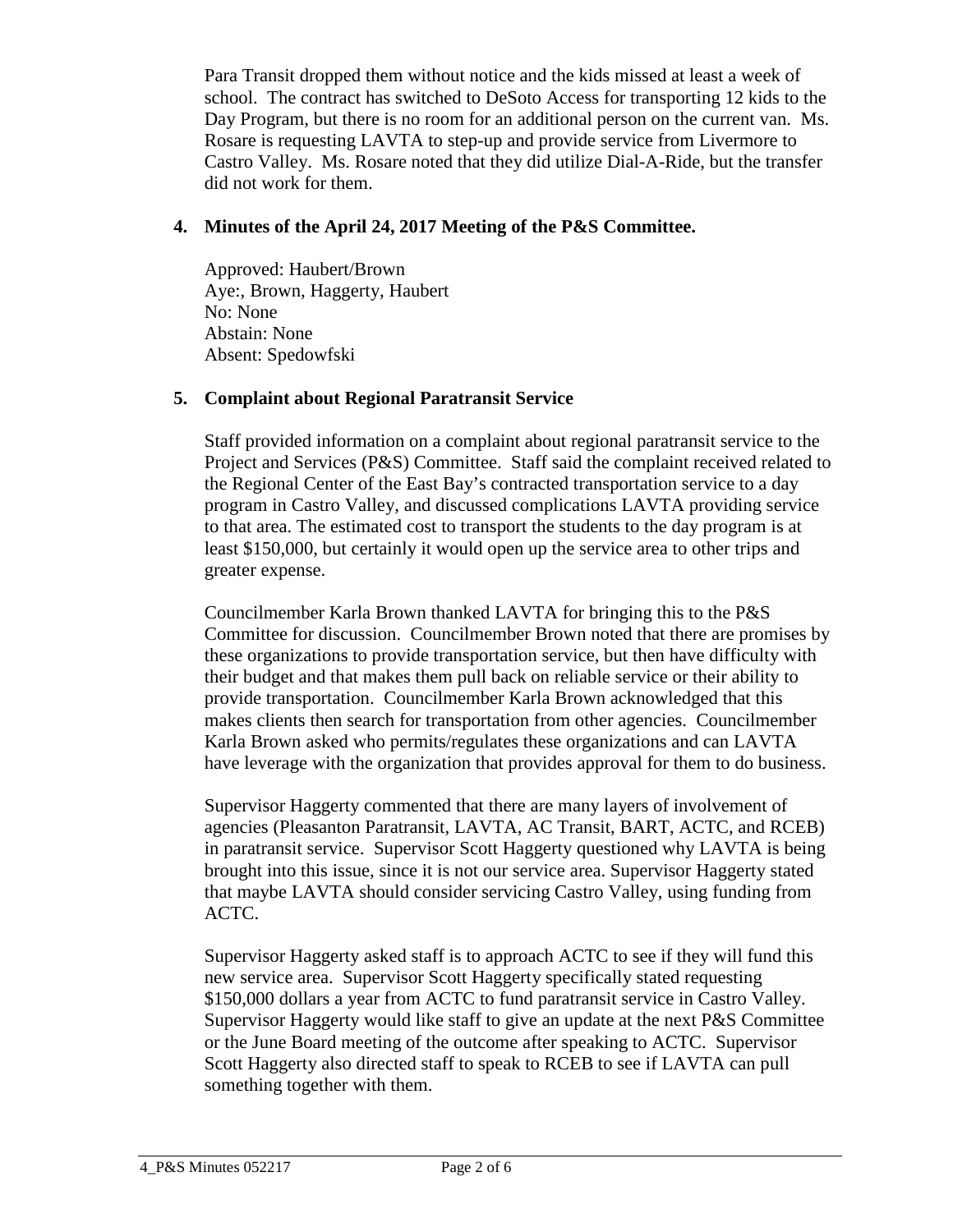Para Transit dropped them without notice and the kids missed at least a week of school. The contract has switched to DeSoto Access for transporting 12 kids to the Day Program, but there is no room for an additional person on the current van. Ms. Rosare is requesting LAVTA to step-up and provide service from Livermore to Castro Valley. Ms. Rosare noted that they did utilize Dial-A-Ride, but the transfer did not work for them.

**4. Minutes of the April 24, 2017 Meeting of the P&S Committee.**

Approved: Haubert/Brown
Aye:, Brown, Haggerty, Haubert
No: None
Abstain: None
Absent: Spedowfski

**5. Complaint about Regional Paratransit Service**

Staff provided information on a complaint about regional paratransit service to the Project and Services (P&S) Committee. Staff said the complaint received related to the Regional Center of the East Bay's contracted transportation service to a day program in Castro Valley, and discussed complications LAVTA providing service to that area. The estimated cost to transport the students to the day program is at least $150,000, but certainly it would open up the service area to other trips and greater expense.

Councilmember Karla Brown thanked LAVTA for bringing this to the P&S Committee for discussion. Councilmember Brown noted that there are promises by these organizations to provide transportation service, but then have difficulty with their budget and that makes them pull back on reliable service or their ability to provide transportation. Councilmember Karla Brown acknowledged that this makes clients then search for transportation from other agencies. Councilmember Karla Brown asked who permits/regulates these organizations and can LAVTA have leverage with the organization that provides approval for them to do business.

Supervisor Haggerty commented that there are many layers of involvement of agencies (Pleasanton Paratransit, LAVTA, AC Transit, BART, ACTC, and RCEB) in paratransit service. Supervisor Scott Haggerty questioned why LAVTA is being brought into this issue, since it is not our service area. Supervisor Haggerty stated that maybe LAVTA should consider servicing Castro Valley, using funding from ACTC.

Supervisor Haggerty asked staff is to approach ACTC to see if they will fund this new service area. Supervisor Scott Haggerty specifically stated requesting $150,000 dollars a year from ACTC to fund paratransit service in Castro Valley. Supervisor Haggerty would like staff to give an update at the next P&S Committee or the June Board meeting of the outcome after speaking to ACTC. Supervisor Scott Haggerty also directed staff to speak to RCEB to see if LAVTA can pull something together with them.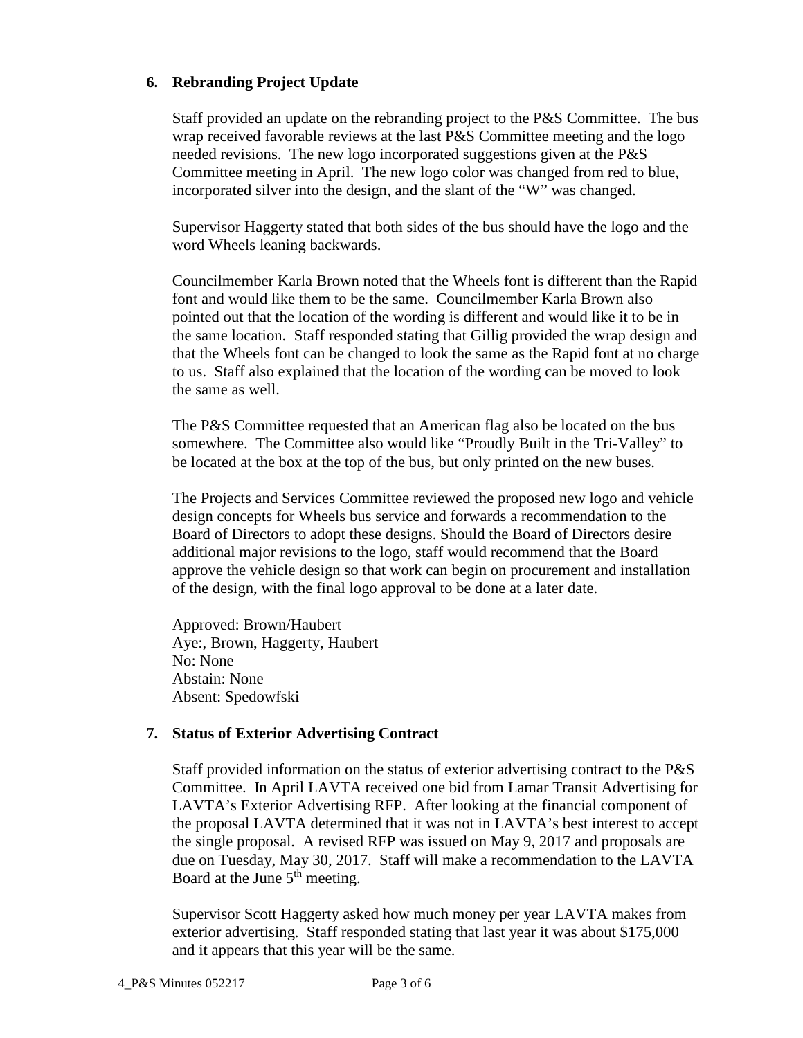## 6. Rebranding Project Update

Staff provided an update on the rebranding project to the P&S Committee. The bus wrap received favorable reviews at the last P&S Committee meeting and the logo needed revisions. The new logo incorporated suggestions given at the P&S Committee meeting in April. The new logo color was changed from red to blue, incorporated silver into the design, and the slant of the "W" was changed.

Supervisor Haggerty stated that both sides of the bus should have the logo and the word Wheels leaning backwards.

Councilmember Karla Brown noted that the Wheels font is different than the Rapid font and would like them to be the same. Councilmember Karla Brown also pointed out that the location of the wording is different and would like it to be in the same location. Staff responded stating that Gillig provided the wrap design and that the Wheels font can be changed to look the same as the Rapid font at no charge to us. Staff also explained that the location of the wording can be moved to look the same as well.

The P&S Committee requested that an American flag also be located on the bus somewhere. The Committee also would like "Proudly Built in the Tri-Valley" to be located at the box at the top of the bus, but only printed on the new buses.

The Projects and Services Committee reviewed the proposed new logo and vehicle design concepts for Wheels bus service and forwards a recommendation to the Board of Directors to adopt these designs. Should the Board of Directors desire additional major revisions to the logo, staff would recommend that the Board approve the vehicle design so that work can begin on procurement and installation of the design, with the final logo approval to be done at a later date.

Approved: Brown/Haubert
Aye:, Brown, Haggerty, Haubert
No: None
Abstain: None
Absent: Spedowfski

## 7. Status of Exterior Advertising Contract

Staff provided information on the status of exterior advertising contract to the P&S Committee. In April LAVTA received one bid from Lamar Transit Advertising for LAVTA's Exterior Advertising RFP. After looking at the financial component of the proposal LAVTA determined that it was not in LAVTA's best interest to accept the single proposal. A revised RFP was issued on May 9, 2017 and proposals are due on Tuesday, May 30, 2017. Staff will make a recommendation to the LAVTA Board at the June 5th meeting.

Supervisor Scott Haggerty asked how much money per year LAVTA makes from exterior advertising. Staff responded stating that last year it was about $175,000 and it appears that this year will be the same.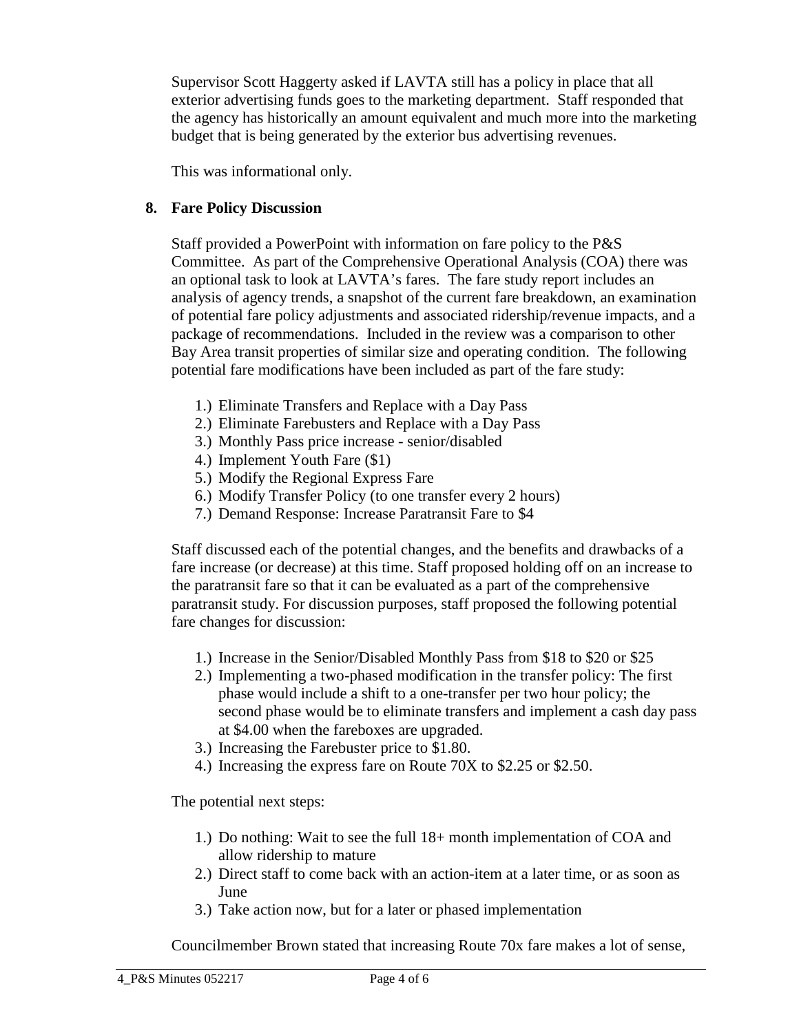Supervisor Scott Haggerty asked if LAVTA still has a policy in place that all exterior advertising funds goes to the marketing department. Staff responded that the agency has historically an amount equivalent and much more into the marketing budget that is being generated by the exterior bus advertising revenues.

This was informational only.

**8. Fare Policy Discussion**

Staff provided a PowerPoint with information on fare policy to the P&S Committee. As part of the Comprehensive Operational Analysis (COA) there was an optional task to look at LAVTA's fares. The fare study report includes an analysis of agency trends, a snapshot of the current fare breakdown, an examination of potential fare policy adjustments and associated ridership/revenue impacts, and a package of recommendations. Included in the review was a comparison to other Bay Area transit properties of similar size and operating condition. The following potential fare modifications have been included as part of the fare study:

1.) Eliminate Transfers and Replace with a Day Pass
2.) Eliminate Farebusters and Replace with a Day Pass
3.) Monthly Pass price increase - senior/disabled
4.) Implement Youth Fare ($1)
5.) Modify the Regional Express Fare
6.) Modify Transfer Policy (to one transfer every 2 hours)
7.) Demand Response: Increase Paratransit Fare to $4

Staff discussed each of the potential changes, and the benefits and drawbacks of a fare increase (or decrease) at this time. Staff proposed holding off on an increase to the paratransit fare so that it can be evaluated as a part of the comprehensive paratransit study. For discussion purposes, staff proposed the following potential fare changes for discussion:

1.) Increase in the Senior/Disabled Monthly Pass from $18 to $20 or $25
2.) Implementing a two-phased modification in the transfer policy: The first phase would include a shift to a one-transfer per two hour policy; the second phase would be to eliminate transfers and implement a cash day pass at $4.00 when the fareboxes are upgraded.
3.) Increasing the Farebuster price to $1.80.
4.) Increasing the express fare on Route 70X to $2.25 or $2.50.

The potential next steps:

1.) Do nothing: Wait to see the full 18+ month implementation of COA and allow ridership to mature
2.) Direct staff to come back with an action-item at a later time, or as soon as June
3.) Take action now, but for a later or phased implementation

Councilmember Brown stated that increasing Route 70x fare makes a lot of sense,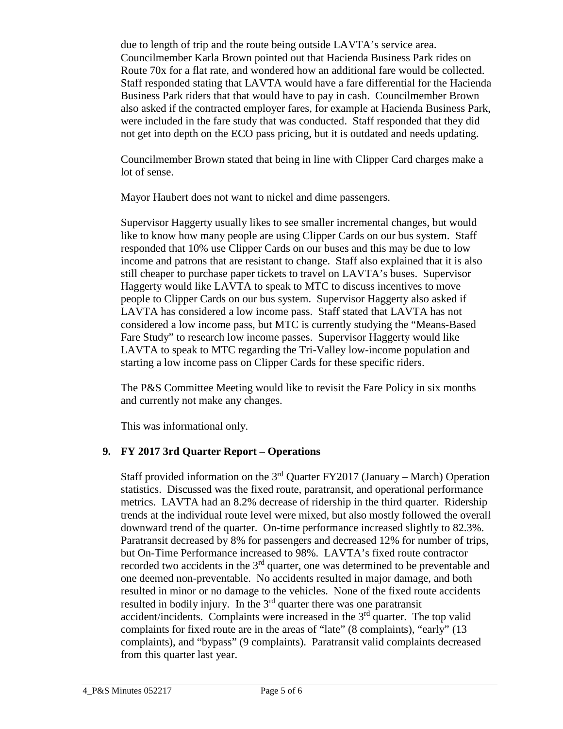due to length of trip and the route being outside LAVTA's service area. Councilmember Karla Brown pointed out that Hacienda Business Park rides on Route 70x for a flat rate, and wondered how an additional fare would be collected. Staff responded stating that LAVTA would have a fare differential for the Hacienda Business Park riders that that would have to pay in cash. Councilmember Brown also asked if the contracted employer fares, for example at Hacienda Business Park, were included in the fare study that was conducted. Staff responded that they did not get into depth on the ECO pass pricing, but it is outdated and needs updating.

Councilmember Brown stated that being in line with Clipper Card charges make a lot of sense.

Mayor Haubert does not want to nickel and dime passengers.

Supervisor Haggerty usually likes to see smaller incremental changes, but would like to know how many people are using Clipper Cards on our bus system. Staff responded that 10% use Clipper Cards on our buses and this may be due to low income and patrons that are resistant to change. Staff also explained that it is also still cheaper to purchase paper tickets to travel on LAVTA's buses. Supervisor Haggerty would like LAVTA to speak to MTC to discuss incentives to move people to Clipper Cards on our bus system. Supervisor Haggerty also asked if LAVTA has considered a low income pass. Staff stated that LAVTA has not considered a low income pass, but MTC is currently studying the "Means-Based Fare Study" to research low income passes. Supervisor Haggerty would like LAVTA to speak to MTC regarding the Tri-Valley low-income population and starting a low income pass on Clipper Cards for these specific riders.

The P&S Committee Meeting would like to revisit the Fare Policy in six months and currently not make any changes.

This was informational only.

**9. FY 2017 3rd Quarter Report – Operations**

Staff provided information on the 3rd Quarter FY2017 (January – March) Operation statistics. Discussed was the fixed route, paratransit, and operational performance metrics. LAVTA had an 8.2% decrease of ridership in the third quarter. Ridership trends at the individual route level were mixed, but also mostly followed the overall downward trend of the quarter. On-time performance increased slightly to 82.3%. Paratransit decreased by 8% for passengers and decreased 12% for number of trips, but On-Time Performance increased to 98%. LAVTA's fixed route contractor recorded two accidents in the 3rd quarter, one was determined to be preventable and one deemed non-preventable. No accidents resulted in major damage, and both resulted in minor or no damage to the vehicles. None of the fixed route accidents resulted in bodily injury. In the 3rd quarter there was one paratransit accident/incidents. Complaints were increased in the 3rd quarter. The top valid complaints for fixed route are in the areas of "late" (8 complaints), "early" (13 complaints), and "bypass" (9 complaints). Paratransit valid complaints decreased from this quarter last year.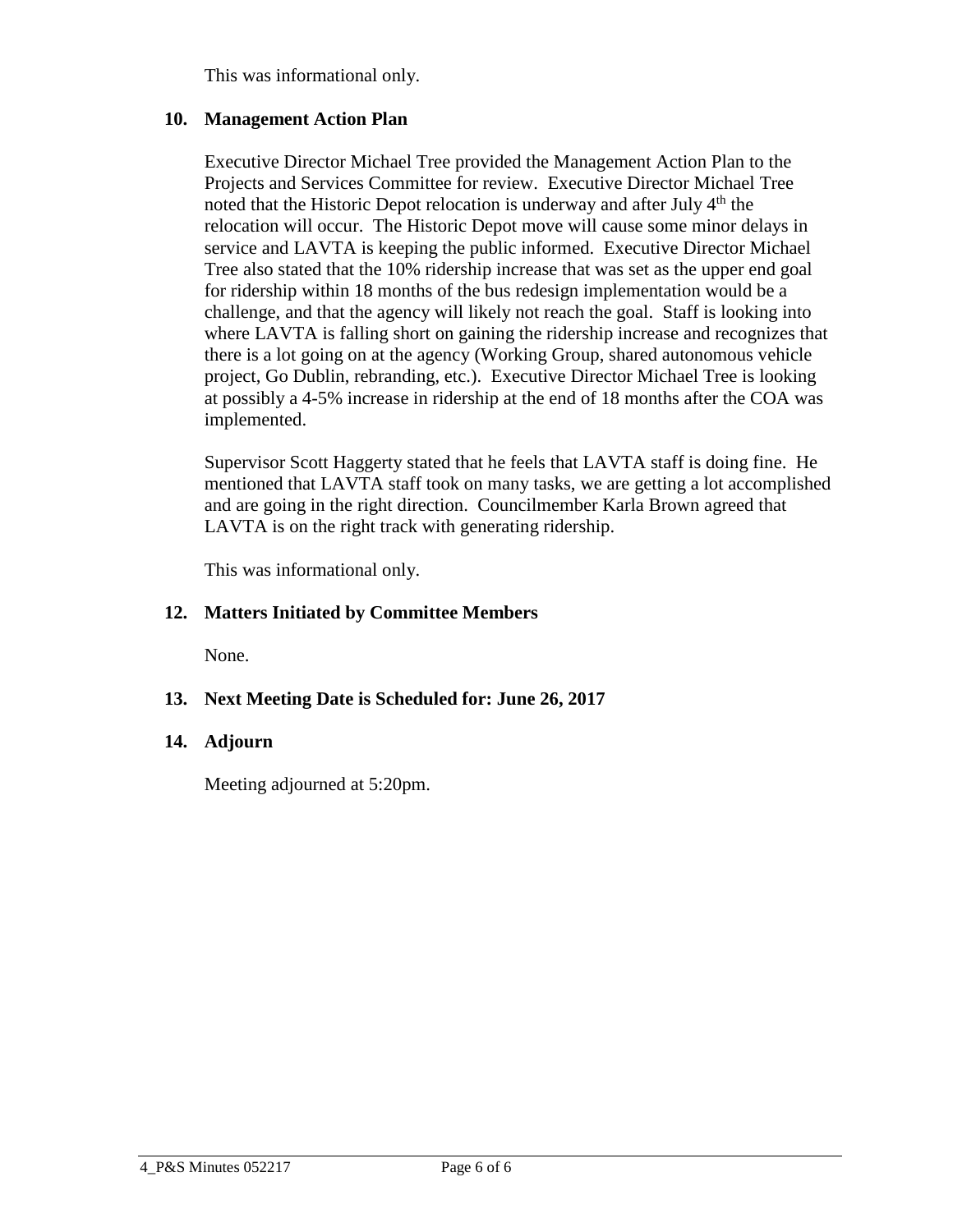This was informational only.

## 10. Management Action Plan

Executive Director Michael Tree provided the Management Action Plan to the Projects and Services Committee for review. Executive Director Michael Tree noted that the Historic Depot relocation is underway and after July 4th the relocation will occur. The Historic Depot move will cause some minor delays in service and LAVTA is keeping the public informed. Executive Director Michael Tree also stated that the 10% ridership increase that was set as the upper end goal for ridership within 18 months of the bus redesign implementation would be a challenge, and that the agency will likely not reach the goal. Staff is looking into where LAVTA is falling short on gaining the ridership increase and recognizes that there is a lot going on at the agency (Working Group, shared autonomous vehicle project, Go Dublin, rebranding, etc.). Executive Director Michael Tree is looking at possibly a 4-5% increase in ridership at the end of 18 months after the COA was implemented.

Supervisor Scott Haggerty stated that he feels that LAVTA staff is doing fine. He mentioned that LAVTA staff took on many tasks, we are getting a lot accomplished and are going in the right direction. Councilmember Karla Brown agreed that LAVTA is on the right track with generating ridership.

This was informational only.

## 12. Matters Initiated by Committee Members

None.

## 13. Next Meeting Date is Scheduled for: June 26, 2017

## 14. Adjourn

Meeting adjourned at 5:20pm.